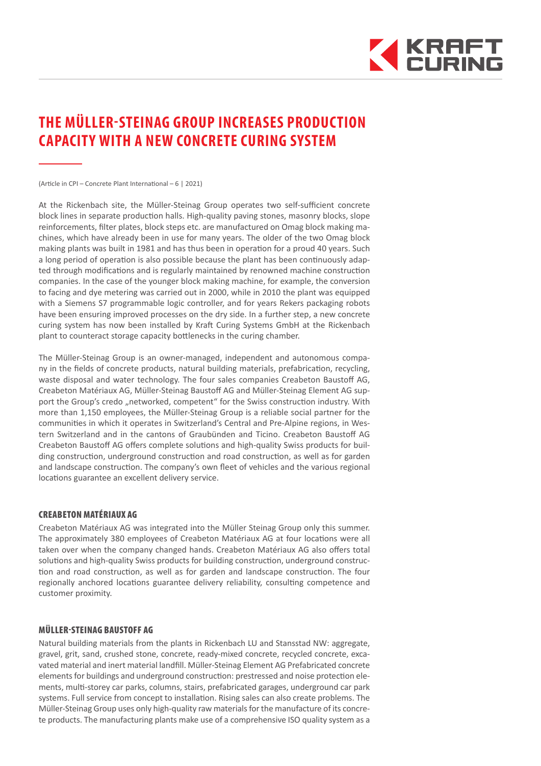// THE MÜLLER-STEINAG GROUP INCREASES PRODUCTION CAPACITY WITH A NEW CONCRETE CURING SYSTEM

(Article in CPI – Concrete Plant International – 6 | 2021)

At the Rickenbach site, the Müller-Steinag Group operates two self-sufficient concrete block lines in separate production halls. High-quality paving stones, masonry blocks, slope reinforcements, filter plates, block steps etc. are manufactured on Omag block making machines, which have already been in use for many years. The older of the two Omag block making plants was built in 1981 and has thus been in operation for a proud 40 years. Such a long period of operation is also possible because the plant has been continuously adapted through modifications and is regularly maintained by renowned machine construction companies. In the case of the younger block making machine, for example, the conversion to facing and dye metering was carried out in 2000, while in 2010 the plant was equipped with a Siemens S7 programmable logic controller, and for years Rekers packaging robots have been ensuring improved processes on the dry side. In a further step, a new concrete curing system has now been installed by Kraft Curing Systems GmbH at the Rickenbach plant to counteract storage capacity bottlenecks in the curing chamber.

The Müller-Steinag Group is an owner-managed, independent and autonomous company in the fields of concrete products, natural building materials, prefabrication, recycling, waste disposal and water technology. The four sales companies Creabeton Baustoff AG, Creabeton Matériaux AG, Müller-Steinag Baustoff AG and Müller-Steinag Element AG support the Group's credo „networked, competent" for the Swiss construction industry. With more than 1,150 employees, the Müller-Steinag Group is a reliable social partner for the communities in which it operates in Switzerland's Central and Pre-Alpine regions, in Western Switzerland and in the cantons of Graubünden and Ticino. Creabeton Baustoff AG Creabeton Baustoff AG offers complete solutions and high-quality Swiss products for building construction, underground construction and road construction, as well as for garden and landscape construction. The company's own fleet of vehicles and the various regional locations guarantee an excellent delivery service.

## CREABETON MATÉRIAUX AG

Creabeton Matériaux AG was integrated into the Müller Steinag Group only this summer. The approximately 380 employees of Creabeton Matériaux AG at four locations were all taken over when the company changed hands. Creabeton Matériaux AG also offers total solutions and high-quality Swiss products for building construction, underground construction and road construction, as well as for garden and landscape construction. The four regionally anchored locations guarantee delivery reliability, consulting competence and customer proximity.

## MÜLLER-STEINAG BAUSTOFF AG

Natural building materials from the plants in Rickenbach LU and Stansstad NW: aggregate, gravel, grit, sand, crushed stone, concrete, ready-mixed concrete, recycled concrete, excavated material and inert material landfill. Müller-Steinag Element AG Prefabricated concrete elements for buildings and underground construction: prestressed and noise protection elements, multi-storey car parks, columns, stairs, prefabricated garages, underground car park systems. Full service from concept to installation. Rising sales can also create problems. The Müller-Steinag Group uses only high-quality raw materials for the manufacture of its concrete products. The manufacturing plants make use of a comprehensive ISO quality system as a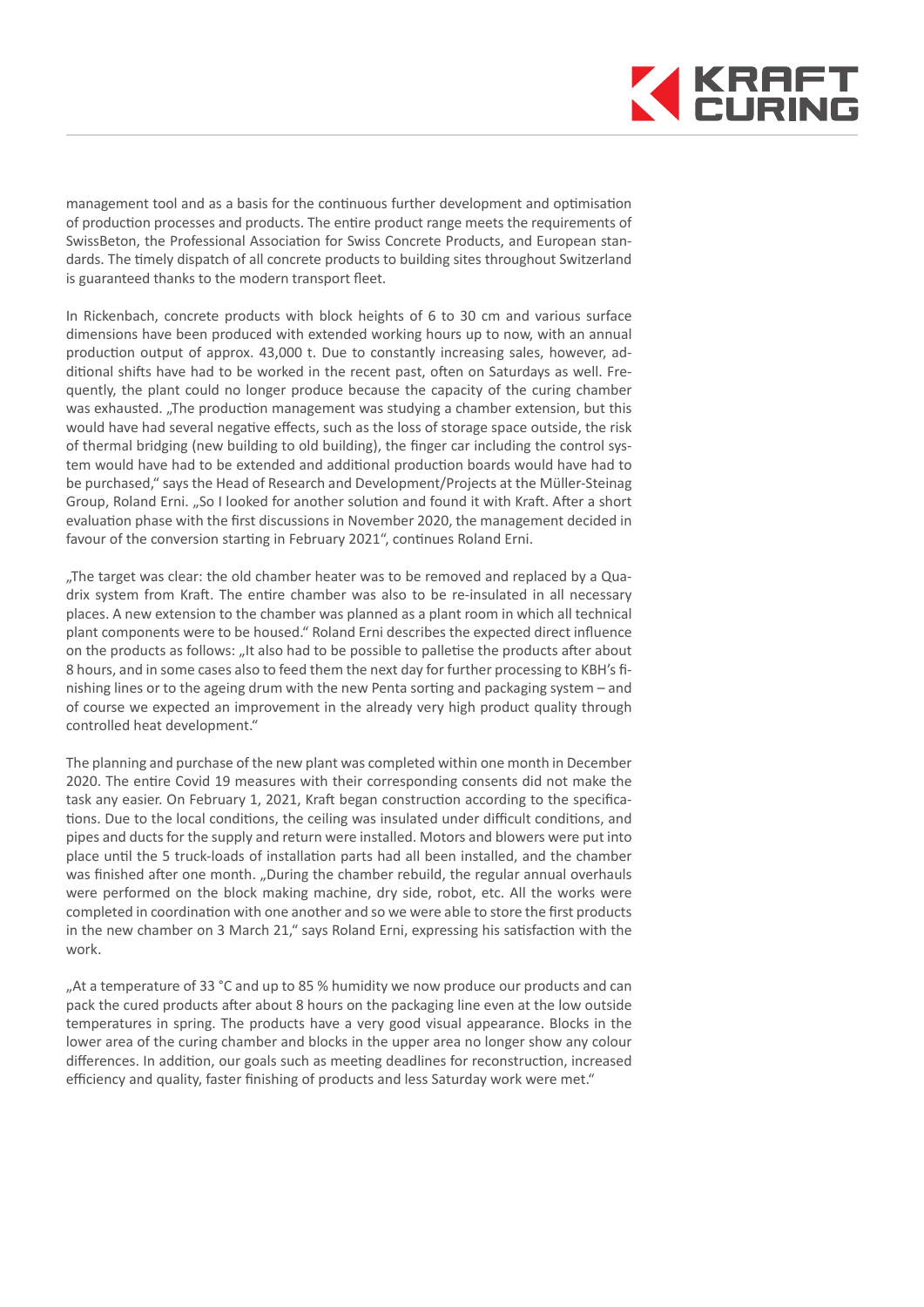management tool and as a basis for the continuous further development and optimisation of production processes and products. The entire product range meets the requirements of SwissBeton, the Professional Association for Swiss Concrete Products, and European standards. The timely dispatch of all concrete products to building sites throughout Switzerland is guaranteed thanks to the modern transport fleet.

In Rickenbach, concrete products with block heights of 6 to 30 cm and various surface dimensions have been produced with extended working hours up to now, with an annual production output of approx. 43,000 t. Due to constantly increasing sales, however, additional shifts have had to be worked in the recent past, often on Saturdays as well. Frequently, the plant could no longer produce because the capacity of the curing chamber was exhausted. „The production management was studying a chamber extension, but this would have had several negative effects, such as the loss of storage space outside, the risk of thermal bridging (new building to old building), the finger car including the control system would have had to be extended and additional production boards would have had to be purchased," says the Head of Research and Development/Projects at the Müller-Steinag Group, Roland Erni. „So I looked for another solution and found it with Kraft. After a short evaluation phase with the first discussions in November 2020, the management decided in favour of the conversion starting in February 2021", continues Roland Erni.

„The target was clear: the old chamber heater was to be removed and replaced by a Quadrix system from Kraft. The entire chamber was also to be re-insulated in all necessary places. A new extension to the chamber was planned as a plant room in which all technical plant components were to be housed." Roland Erni describes the expected direct influence on the products as follows: „It also had to be possible to palletise the products after about 8 hours, and in some cases also to feed them the next day for further processing to KBH's finishing lines or to the ageing drum with the new Penta sorting and packaging system – and of course we expected an improvement in the already very high product quality through controlled heat development."

The planning and purchase of the new plant was completed within one month in December 2020. The entire Covid 19 measures with their corresponding consents did not make the task any easier. On February 1, 2021, Kraft began construction according to the specifications. Due to the local conditions, the ceiling was insulated under difficult conditions, and pipes and ducts for the supply and return were installed. Motors and blowers were put into place until the 5 truck-loads of installation parts had all been installed, and the chamber was finished after one month. „During the chamber rebuild, the regular annual overhauls were performed on the block making machine, dry side, robot, etc. All the works were completed in coordination with one another and so we were able to store the first products in the new chamber on 3 March 21," says Roland Erni, expressing his satisfaction with the work.

„At a temperature of 33 °C and up to 85 % humidity we now produce our products and can pack the cured products after about 8 hours on the packaging line even at the low outside temperatures in spring. The products have a very good visual appearance. Blocks in the lower area of the curing chamber and blocks in the upper area no longer show any colour differences. In addition, our goals such as meeting deadlines for reconstruction, increased efficiency and quality, faster finishing of products and less Saturday work were met."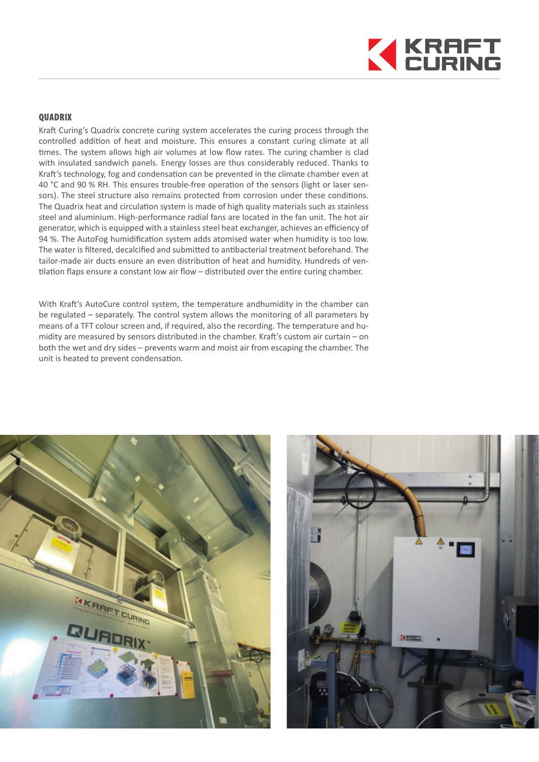## QUADRIX

Kraft Curing's Quadrix concrete curing system accelerates the curing process through the controlled addition of heat and moisture. This ensures a constant curing climate at all times. The system allows high air volumes at low flow rates. The curing chamber is clad with insulated sandwich panels. Energy losses are thus considerably reduced. Thanks to Kraft's technology, fog and condensation can be prevented in the climate chamber even at 40 °C and 90 % RH. This ensures trouble-free operation of the sensors (light or laser sensors). The steel structure also remains protected from corrosion under these conditions. The Quadrix heat and circulation system is made of high quality materials such as stainless steel and aluminium. High-performance radial fans are located in the fan unit. The hot air generator, which is equipped with a stainless steel heat exchanger, achieves an efficiency of 94 %. The AutoFog humidification system adds atomised water when humidity is too low. The water is filtered, decalcified and submitted to antibacterial treatment beforehand. The tailor-made air ducts ensure an even distribution of heat and humidity. Hundreds of ventilation flaps ensure a constant low air flow – distributed over the entire curing chamber.

With Kraft's AutoCure control system, the temperature andhumidity in the chamber can be regulated – separately. The control system allows the monitoring of all parameters by means of a TFT colour screen and, if required, also the recording. The temperature and humidity are measured by sensors distributed in the chamber. Kraft's custom air curtain – on both the wet and dry sides – prevents warm and moist air from escaping the chamber. The unit is heated to prevent condensation.